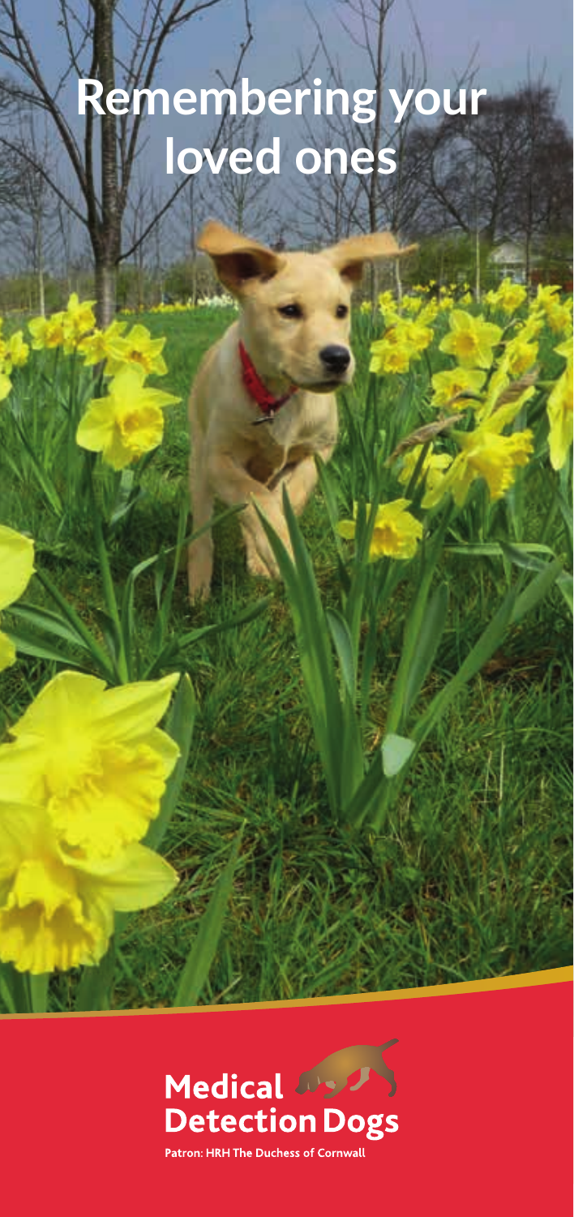# Remembering your loved ones

**Medical Detection Dogs**

Patron: HRH The Duchess of Cornwall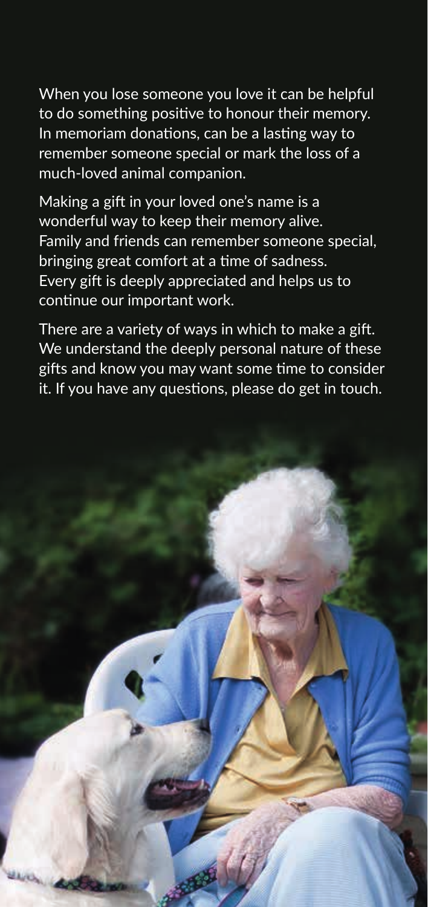When you lose someone you love it can be helpful to do something positive to honour their memory. In memoriam donations, can be a lasting way to remember someone special or mark the loss of a much-loved animal companion.

Making a gift in your loved one's name is a wonderful way to keep their memory alive. Family and friends can remember someone special, bringing great comfort at a time of sadness. Every gift is deeply appreciated and helps us to continue our important work.

There are a variety of ways in which to make a gift. We understand the deeply personal nature of these gifts and know you may want some time to consider it. If you have any questions, please do get in touch.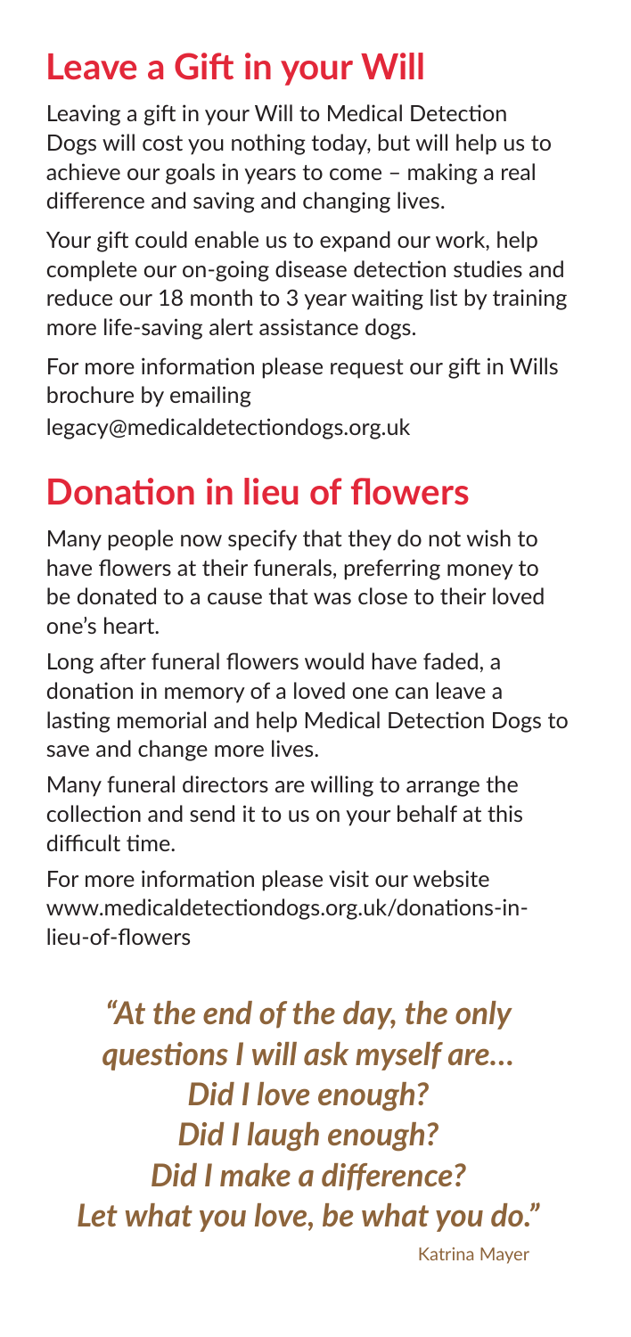## Leave a Gift in your Will

Leaving a gift in your Will to Medical Detection Dogs will cost you nothing today, but will help us to achieve our goals in years to come – making a real difference and saving and changing lives.

Your gift could enable us to expand our work, help complete our on-going disease detection studies and reduce our 18 month to 3 year waiting list by training more life-saving alert assistance dogs.

For more information please request our gift in Wills brochure by emailing legacy@medicaldetectiondogs.org.uk

## Donation in lieu of flowers

Many people now specify that they do not wish to have flowers at their funerals, preferring money to be donated to a cause that was close to their loved one's heart.

Long after funeral flowers would have faded, a donation in memory of a loved one can leave a lasting memorial and help Medical Detection Dogs to save and change more lives.

Many funeral directors are willing to arrange the collection and send it to us on your behalf at this difficult time.

For more information please visit our website www.medicaldetectiondogs.org.uk/donations-in-lieu-of-flowers

***"At the end of the day, the only questions I will ask myself are...***
***Did I love enough?***
***Did I laugh enough?***
***Did I make a difference?***
***Let what you love, be what you do."***

Katrina Mayer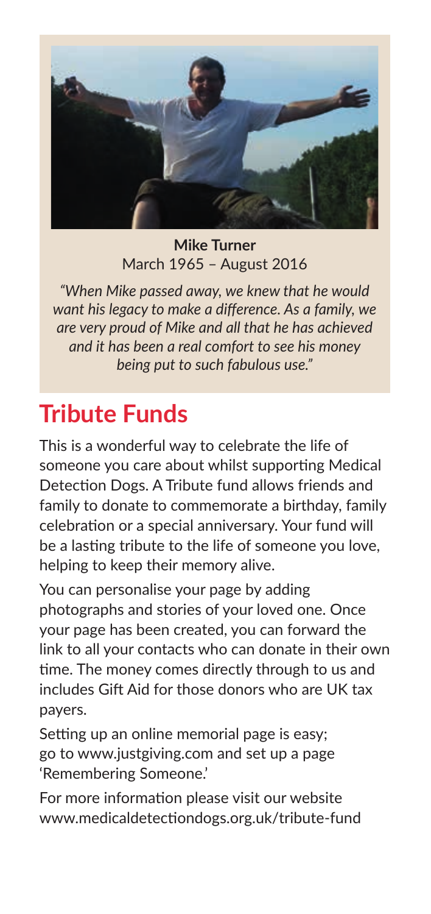**Mike Turner**
March 1965 – August 2016

*"When Mike passed away, we knew that he would want his legacy to make a difference. As a family, we are very proud of Mike and all that he has achieved and it has been a real comfort to see his money being put to such fabulous use."*

## Tribute Funds

This is a wonderful way to celebrate the life of someone you care about whilst supporting Medical Detection Dogs. A Tribute fund allows friends and family to donate to commemorate a birthday, family celebration or a special anniversary. Your fund will be a lasting tribute to the life of someone you love, helping to keep their memory alive.

You can personalise your page by adding photographs and stories of your loved one. Once your page has been created, you can forward the link to all your contacts who can donate in their own time. The money comes directly through to us and includes Gift Aid for those donors who are UK tax payers.

Setting up an online memorial page is easy; go to www.justgiving.com and set up a page 'Remembering Someone.'

For more information please visit our website www.medicaldetectiondogs.org.uk/tribute-fund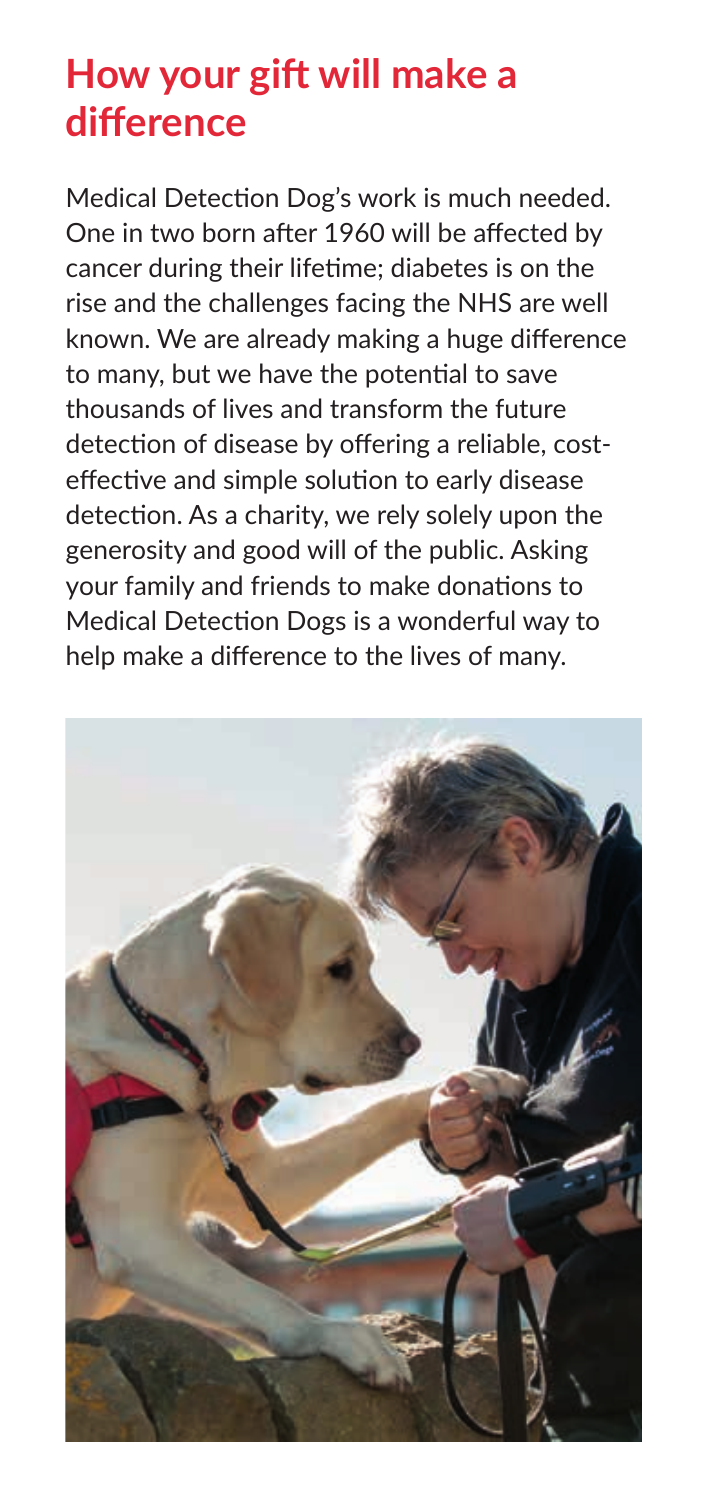## How your gift will make a difference

Medical Detection Dog's work is much needed. One in two born after 1960 will be affected by cancer during their lifetime; diabetes is on the rise and the challenges facing the NHS are well known. We are already making a huge difference to many, but we have the potential to save thousands of lives and transform the future detection of disease by offering a reliable, cost-effective and simple solution to early disease detection. As a charity, we rely solely upon the generosity and good will of the public. Asking your family and friends to make donations to Medical Detection Dogs is a wonderful way to help make a difference to the lives of many.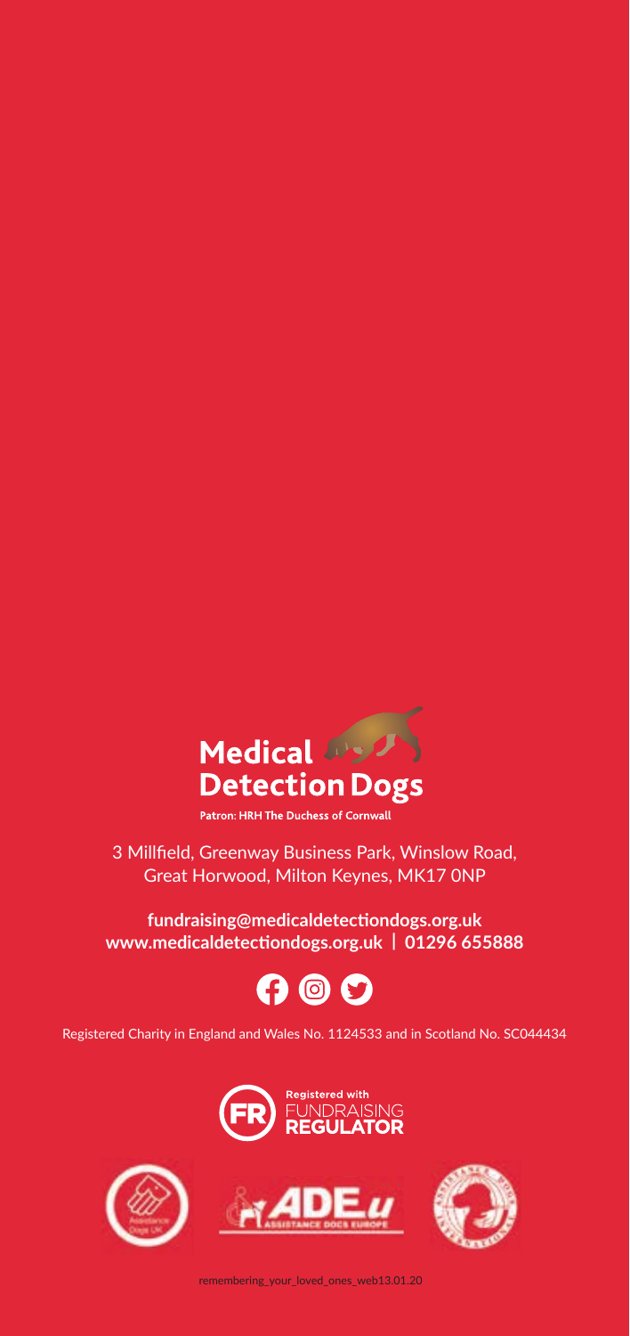Medical Detection Dogs

Patron: HRH The Duchess of Cornwall

3 Millfield, Greenway Business Park, Winslow Road, Great Horwood, Milton Keynes, MK17 0NP

**fundraising@medicaldetectiondogs.org.uk**
**www.medicaldetectiondogs.org.uk | 01296 655888**

Registered Charity in England and Wales No. 1124533 and in Scotland No. SC044434

Registered with FUNDRAISING REGULATOR

ADEu ASSISTANCE DOGS EUROPE

remembering_your_loved_ones_web13.01.20